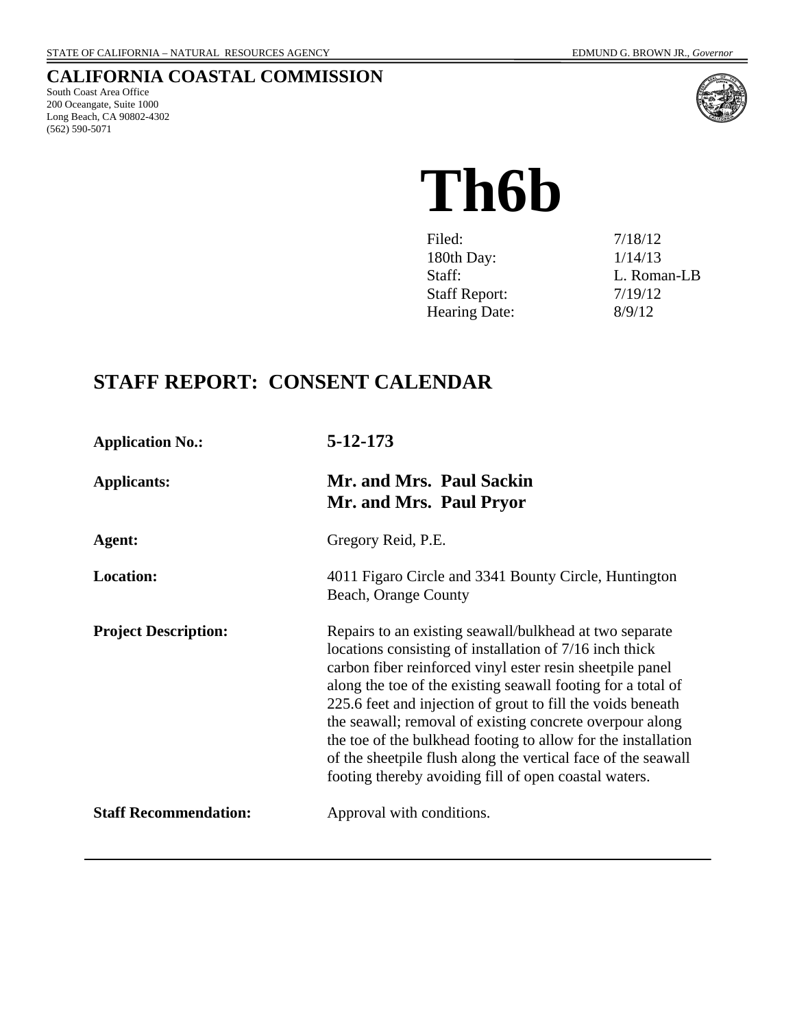STATE OF CALIFORNIA – NATURAL RESOURCES AGENCY EDMUND G. BROWN JR., *Governor*

**CALIFORNIA COASTAL COMMISSION**
South Coast Area Office
200 Oceangate, Suite 1000
Long Beach, CA 90802-4302
(562) 590-5071

# Th6b

| | |
|---|---|
| Filed: | 7/18/12 |
| 180th Day: | 1/14/13 |
| Staff: | L. Roman-LB |
| Staff Report: | 7/19/12 |
| Hearing Date: | 8/9/12 |

## STAFF REPORT: CONSENT CALENDAR

| | |
|---|---|
| **Application No.:** | **5-12-173** |
| **Applicants:** | **Mr. and Mrs. Paul Sackin**<br>**Mr. and Mrs. Paul Pryor** |
| **Agent:** | Gregory Reid, P.E. |
| **Location:** | 4011 Figaro Circle and 3341 Bounty Circle, Huntington Beach, Orange County |
| **Project Description:** | Repairs to an existing seawall/bulkhead at two separate locations consisting of installation of 7/16 inch thick carbon fiber reinforced vinyl ester resin sheetpile panel along the toe of the existing seawall footing for a total of 225.6 feet and injection of grout to fill the voids beneath the seawall; removal of existing concrete overpour along the toe of the bulkhead footing to allow for the installation of the sheetpile flush along the vertical face of the seawall footing thereby avoiding fill of open coastal waters. |
| **Staff Recommendation:** | Approval with conditions. |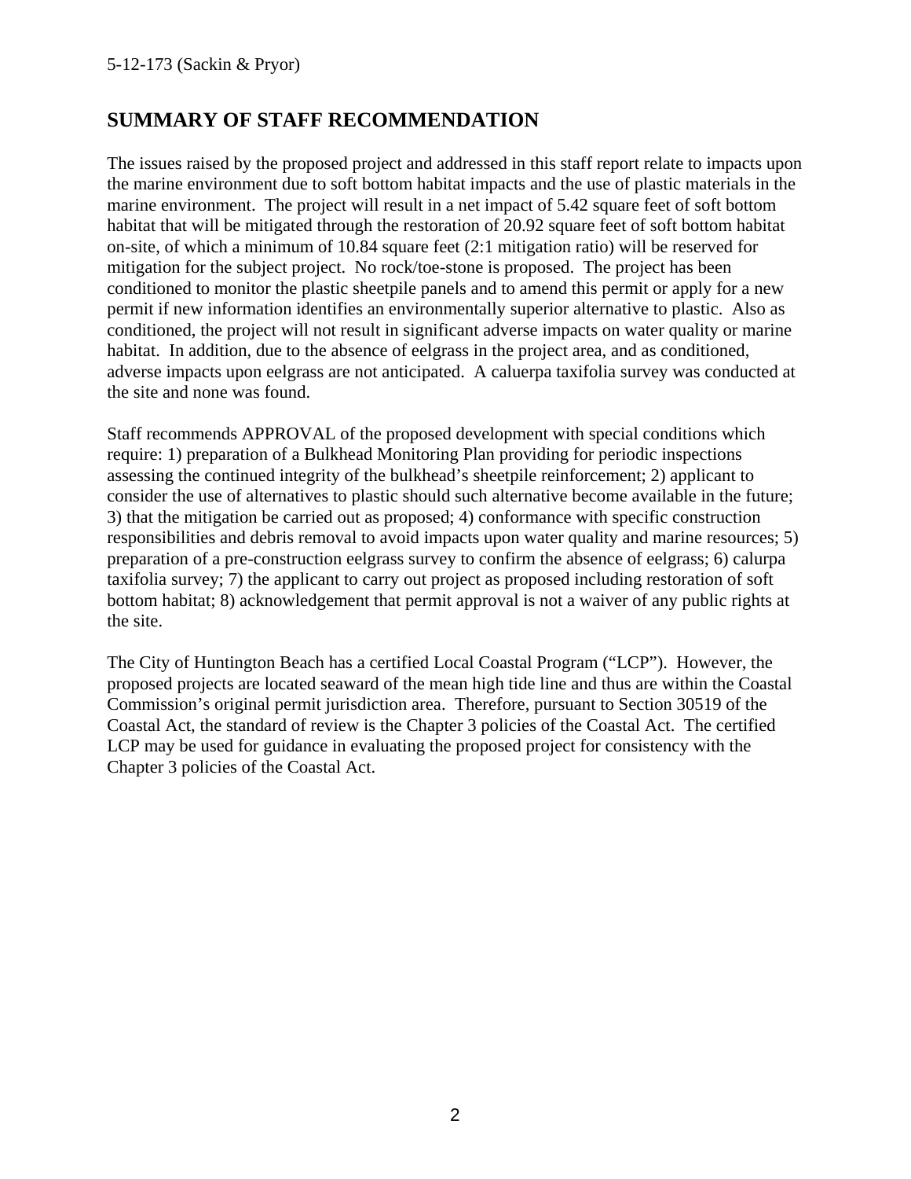## SUMMARY OF STAFF RECOMMENDATION

The issues raised by the proposed project and addressed in this staff report relate to impacts upon the marine environment due to soft bottom habitat impacts and the use of plastic materials in the marine environment. The project will result in a net impact of 5.42 square feet of soft bottom habitat that will be mitigated through the restoration of 20.92 square feet of soft bottom habitat on-site, of which a minimum of 10.84 square feet (2:1 mitigation ratio) will be reserved for mitigation for the subject project. No rock/toe-stone is proposed. The project has been conditioned to monitor the plastic sheetpile panels and to amend this permit or apply for a new permit if new information identifies an environmentally superior alternative to plastic. Also as conditioned, the project will not result in significant adverse impacts on water quality or marine habitat. In addition, due to the absence of eelgrass in the project area, and as conditioned, adverse impacts upon eelgrass are not anticipated. A caluerpa taxifolia survey was conducted at the site and none was found.

Staff recommends APPROVAL of the proposed development with special conditions which require: 1) preparation of a Bulkhead Monitoring Plan providing for periodic inspections assessing the continued integrity of the bulkhead's sheetpile reinforcement; 2) applicant to consider the use of alternatives to plastic should such alternative become available in the future; 3) that the mitigation be carried out as proposed; 4) conformance with specific construction responsibilities and debris removal to avoid impacts upon water quality and marine resources; 5) preparation of a pre-construction eelgrass survey to confirm the absence of eelgrass; 6) calurpa taxifolia survey; 7) the applicant to carry out project as proposed including restoration of soft bottom habitat; 8) acknowledgement that permit approval is not a waiver of any public rights at the site.

The City of Huntington Beach has a certified Local Coastal Program ("LCP"). However, the proposed projects are located seaward of the mean high tide line and thus are within the Coastal Commission's original permit jurisdiction area. Therefore, pursuant to Section 30519 of the Coastal Act, the standard of review is the Chapter 3 policies of the Coastal Act. The certified LCP may be used for guidance in evaluating the proposed project for consistency with the Chapter 3 policies of the Coastal Act.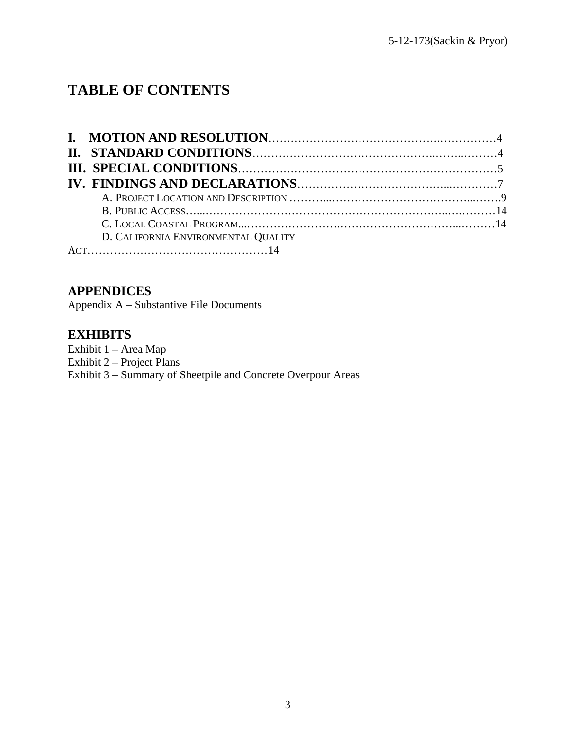# TABLE OF CONTENTS

**I. MOTION AND RESOLUTION**……………………………………….……………4
**II. STANDARD CONDITIONS**…………………………………….……..………4
**III. SPECIAL CONDITIONS**……………………………………………………………5
**IV. FINDINGS AND DECLARATIONS**………………………………...…………7
A. PROJECT LOCATION AND DESCRIPTION ………...……………………………...…….9
B. PUBLIC ACCESS…...……………………………………………………..….………14
C. LOCAL COASTAL PROGRAM...…………………….…………………………...………14
D. CALIFORNIA ENVIRONMENTAL QUALITY ACT…………………………………………14

## APPENDICES

Appendix A – Substantive File Documents

## EXHIBITS

Exhibit 1 – Area Map
Exhibit 2 – Project Plans
Exhibit 3 – Summary of Sheetpile and Concrete Overpour Areas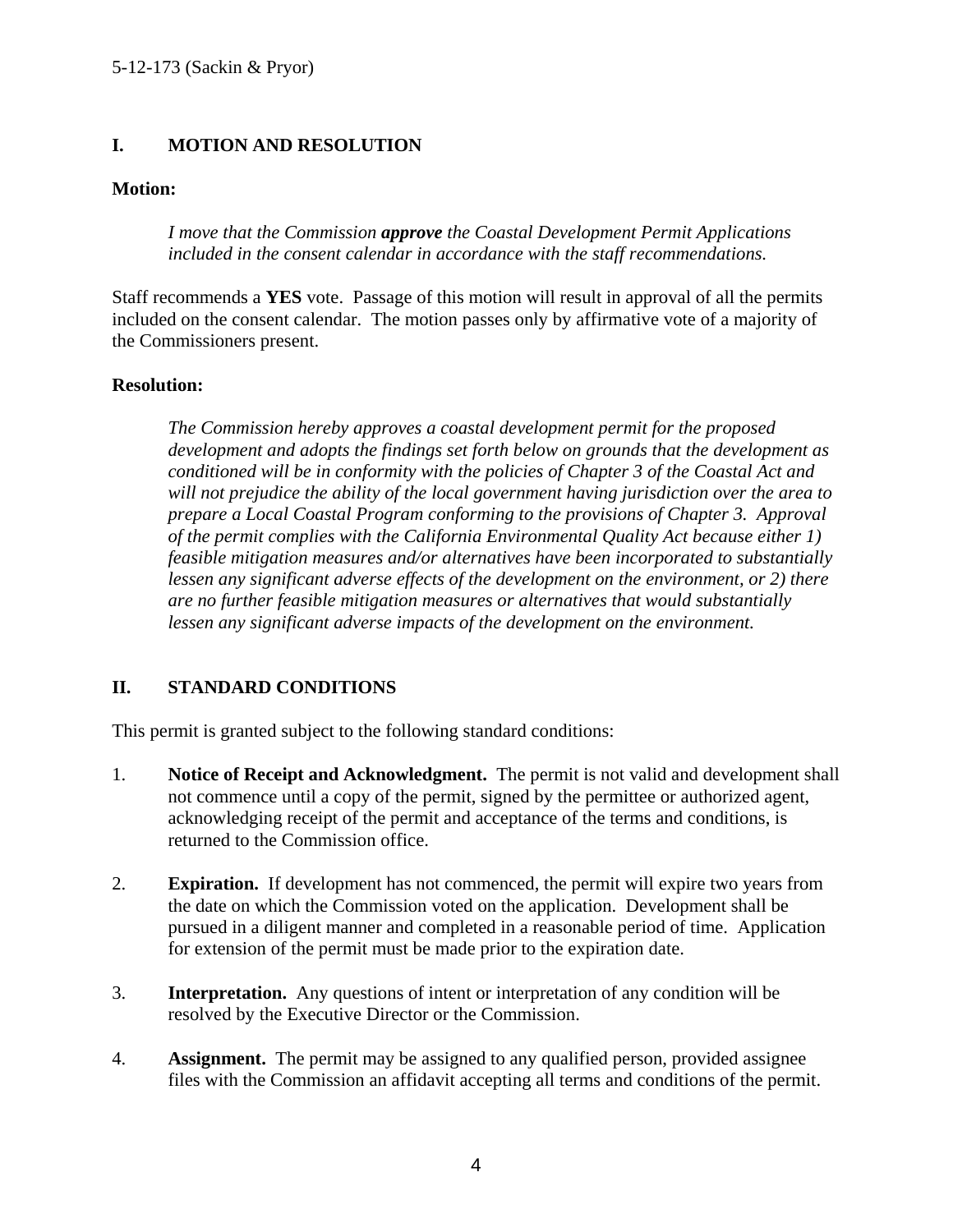## I. MOTION AND RESOLUTION

**Motion:**

*I move that the Commission **approve** the Coastal Development Permit Applications included in the consent calendar in accordance with the staff recommendations.*

Staff recommends a **YES** vote. Passage of this motion will result in approval of all the permits included on the consent calendar. The motion passes only by affirmative vote of a majority of the Commissioners present.

**Resolution:**

*The Commission hereby approves a coastal development permit for the proposed development and adopts the findings set forth below on grounds that the development as conditioned will be in conformity with the policies of Chapter 3 of the Coastal Act and will not prejudice the ability of the local government having jurisdiction over the area to prepare a Local Coastal Program conforming to the provisions of Chapter 3. Approval of the permit complies with the California Environmental Quality Act because either 1) feasible mitigation measures and/or alternatives have been incorporated to substantially lessen any significant adverse effects of the development on the environment, or 2) there are no further feasible mitigation measures or alternatives that would substantially lessen any significant adverse impacts of the development on the environment.*

## II. STANDARD CONDITIONS

This permit is granted subject to the following standard conditions:

1. **Notice of Receipt and Acknowledgment.** The permit is not valid and development shall not commence until a copy of the permit, signed by the permittee or authorized agent, acknowledging receipt of the permit and acceptance of the terms and conditions, is returned to the Commission office.

2. **Expiration.** If development has not commenced, the permit will expire two years from the date on which the Commission voted on the application. Development shall be pursued in a diligent manner and completed in a reasonable period of time. Application for extension of the permit must be made prior to the expiration date.

3. **Interpretation.** Any questions of intent or interpretation of any condition will be resolved by the Executive Director or the Commission.

4. **Assignment.** The permit may be assigned to any qualified person, provided assignee files with the Commission an affidavit accepting all terms and conditions of the permit.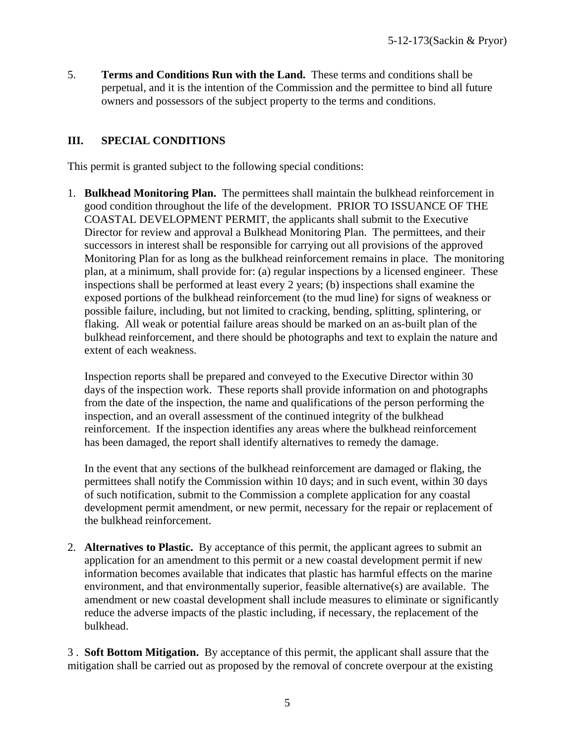5. **Terms and Conditions Run with the Land.** These terms and conditions shall be perpetual, and it is the intention of the Commission and the permittee to bind all future owners and possessors of the subject property to the terms and conditions.

## III. SPECIAL CONDITIONS

This permit is granted subject to the following special conditions:

1. **Bulkhead Monitoring Plan.** The permittees shall maintain the bulkhead reinforcement in good condition throughout the life of the development. PRIOR TO ISSUANCE OF THE COASTAL DEVELOPMENT PERMIT, the applicants shall submit to the Executive Director for review and approval a Bulkhead Monitoring Plan. The permittees, and their successors in interest shall be responsible for carrying out all provisions of the approved Monitoring Plan for as long as the bulkhead reinforcement remains in place. The monitoring plan, at a minimum, shall provide for: (a) regular inspections by a licensed engineer. These inspections shall be performed at least every 2 years; (b) inspections shall examine the exposed portions of the bulkhead reinforcement (to the mud line) for signs of weakness or possible failure, including, but not limited to cracking, bending, splitting, splintering, or flaking. All weak or potential failure areas should be marked on an as-built plan of the bulkhead reinforcement, and there should be photographs and text to explain the nature and extent of each weakness.

   Inspection reports shall be prepared and conveyed to the Executive Director within 30 days of the inspection work. These reports shall provide information on and photographs from the date of the inspection, the name and qualifications of the person performing the inspection, and an overall assessment of the continued integrity of the bulkhead reinforcement. If the inspection identifies any areas where the bulkhead reinforcement has been damaged, the report shall identify alternatives to remedy the damage.

   In the event that any sections of the bulkhead reinforcement are damaged or flaking, the permittees shall notify the Commission within 10 days; and in such event, within 30 days of such notification, submit to the Commission a complete application for any coastal development permit amendment, or new permit, necessary for the repair or replacement of the bulkhead reinforcement.

2. **Alternatives to Plastic.** By acceptance of this permit, the applicant agrees to submit an application for an amendment to this permit or a new coastal development permit if new information becomes available that indicates that plastic has harmful effects on the marine environment, and that environmentally superior, feasible alternative(s) are available. The amendment or new coastal development shall include measures to eliminate or significantly reduce the adverse impacts of the plastic including, if necessary, the replacement of the bulkhead.

3 . **Soft Bottom Mitigation.** By acceptance of this permit, the applicant shall assure that the mitigation shall be carried out as proposed by the removal of concrete overpour at the existing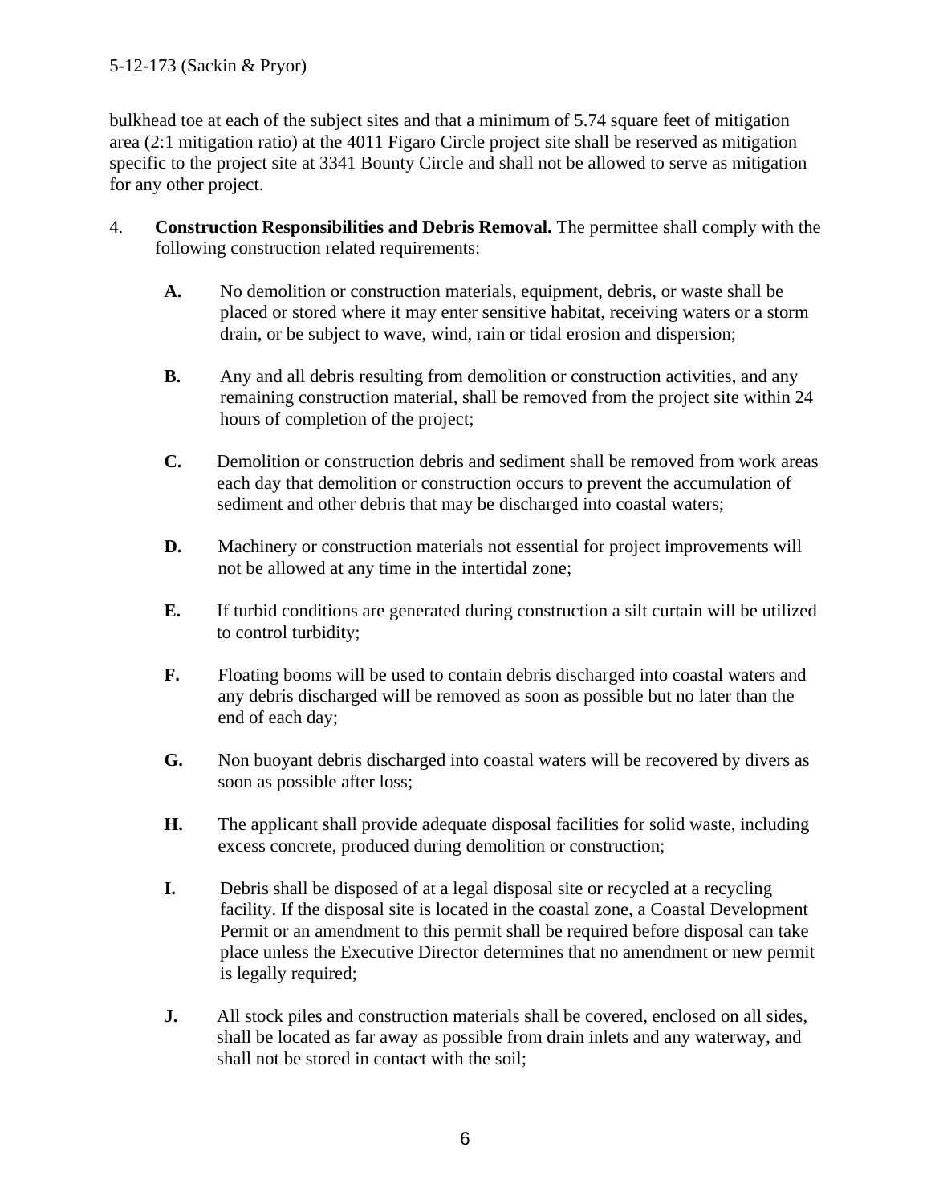bulkhead toe at each of the subject sites and that a minimum of 5.74 square feet of mitigation area (2:1 mitigation ratio) at the 4011 Figaro Circle project site shall be reserved as mitigation specific to the project site at 3341 Bounty Circle and shall not be allowed to serve as mitigation for any other project.

4. **Construction Responsibilities and Debris Removal.** The permittee shall comply with the following construction related requirements:

   **A.** No demolition or construction materials, equipment, debris, or waste shall be placed or stored where it may enter sensitive habitat, receiving waters or a storm drain, or be subject to wave, wind, rain or tidal erosion and dispersion;

   **B.** Any and all debris resulting from demolition or construction activities, and any remaining construction material, shall be removed from the project site within 24 hours of completion of the project;

   **C.** Demolition or construction debris and sediment shall be removed from work areas each day that demolition or construction occurs to prevent the accumulation of sediment and other debris that may be discharged into coastal waters;

   **D.** Machinery or construction materials not essential for project improvements will not be allowed at any time in the intertidal zone;

   **E.** If turbid conditions are generated during construction a silt curtain will be utilized to control turbidity;

   **F.** Floating booms will be used to contain debris discharged into coastal waters and any debris discharged will be removed as soon as possible but no later than the end of each day;

   **G.** Non buoyant debris discharged into coastal waters will be recovered by divers as soon as possible after loss;

   **H.** The applicant shall provide adequate disposal facilities for solid waste, including excess concrete, produced during demolition or construction;

   **I.** Debris shall be disposed of at a legal disposal site or recycled at a recycling facility. If the disposal site is located in the coastal zone, a Coastal Development Permit or an amendment to this permit shall be required before disposal can take place unless the Executive Director determines that no amendment or new permit is legally required;

   **J.** All stock piles and construction materials shall be covered, enclosed on all sides, shall be located as far away as possible from drain inlets and any waterway, and shall not be stored in contact with the soil;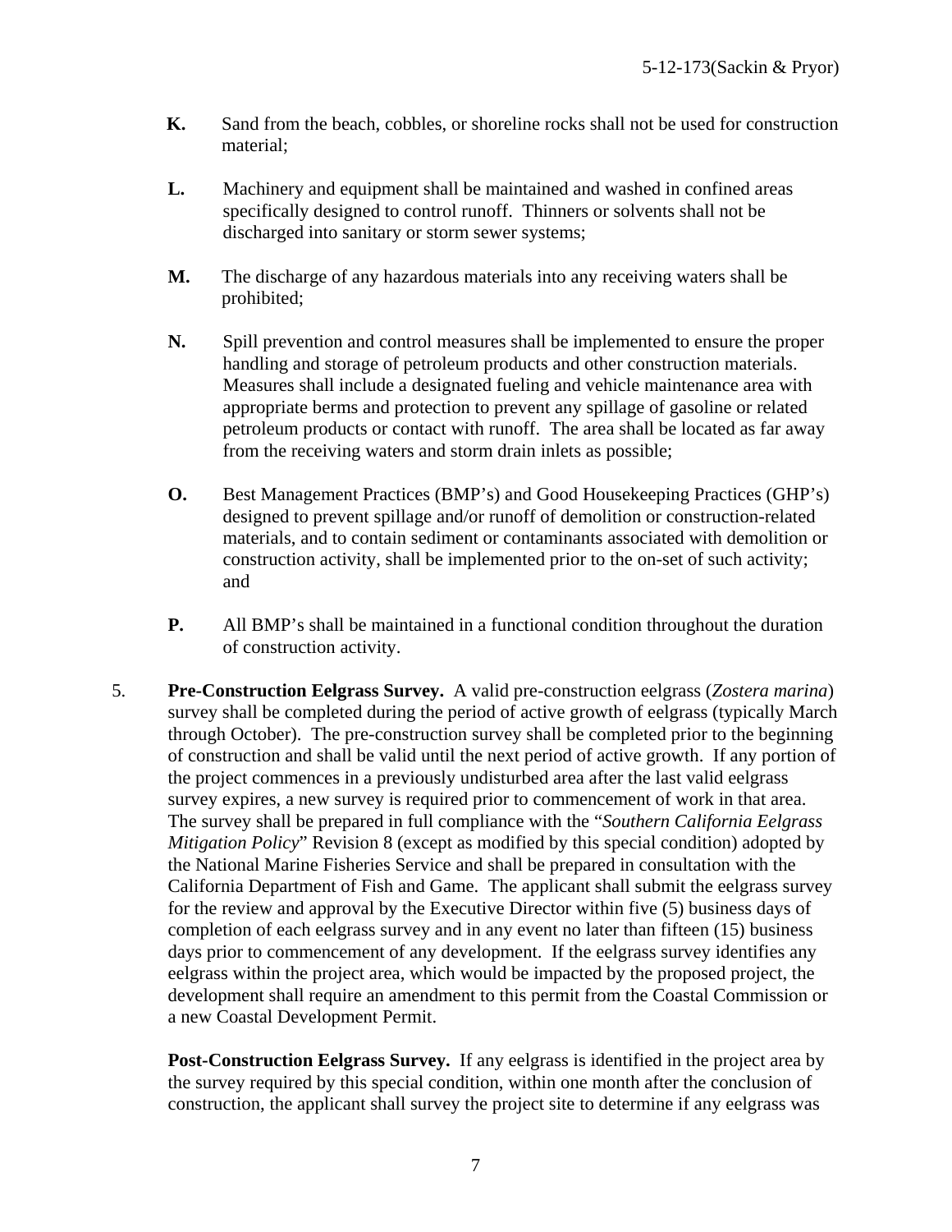**K.** Sand from the beach, cobbles, or shoreline rocks shall not be used for construction material;

**L.** Machinery and equipment shall be maintained and washed in confined areas specifically designed to control runoff. Thinners or solvents shall not be discharged into sanitary or storm sewer systems;

**M.** The discharge of any hazardous materials into any receiving waters shall be prohibited;

**N.** Spill prevention and control measures shall be implemented to ensure the proper handling and storage of petroleum products and other construction materials. Measures shall include a designated fueling and vehicle maintenance area with appropriate berms and protection to prevent any spillage of gasoline or related petroleum products or contact with runoff. The area shall be located as far away from the receiving waters and storm drain inlets as possible;

**O.** Best Management Practices (BMP's) and Good Housekeeping Practices (GHP's) designed to prevent spillage and/or runoff of demolition or construction-related materials, and to contain sediment or contaminants associated with demolition or construction activity, shall be implemented prior to the on-set of such activity; and

**P.** All BMP's shall be maintained in a functional condition throughout the duration of construction activity.

5. **Pre-Construction Eelgrass Survey.** A valid pre-construction eelgrass (*Zostera marina*) survey shall be completed during the period of active growth of eelgrass (typically March through October). The pre-construction survey shall be completed prior to the beginning of construction and shall be valid until the next period of active growth. If any portion of the project commences in a previously undisturbed area after the last valid eelgrass survey expires, a new survey is required prior to commencement of work in that area. The survey shall be prepared in full compliance with the "*Southern California Eelgrass Mitigation Policy*" Revision 8 (except as modified by this special condition) adopted by the National Marine Fisheries Service and shall be prepared in consultation with the California Department of Fish and Game. The applicant shall submit the eelgrass survey for the review and approval by the Executive Director within five (5) business days of completion of each eelgrass survey and in any event no later than fifteen (15) business days prior to commencement of any development. If the eelgrass survey identifies any eelgrass within the project area, which would be impacted by the proposed project, the development shall require an amendment to this permit from the Coastal Commission or a new Coastal Development Permit.

   **Post-Construction Eelgrass Survey.** If any eelgrass is identified in the project area by the survey required by this special condition, within one month after the conclusion of construction, the applicant shall survey the project site to determine if any eelgrass was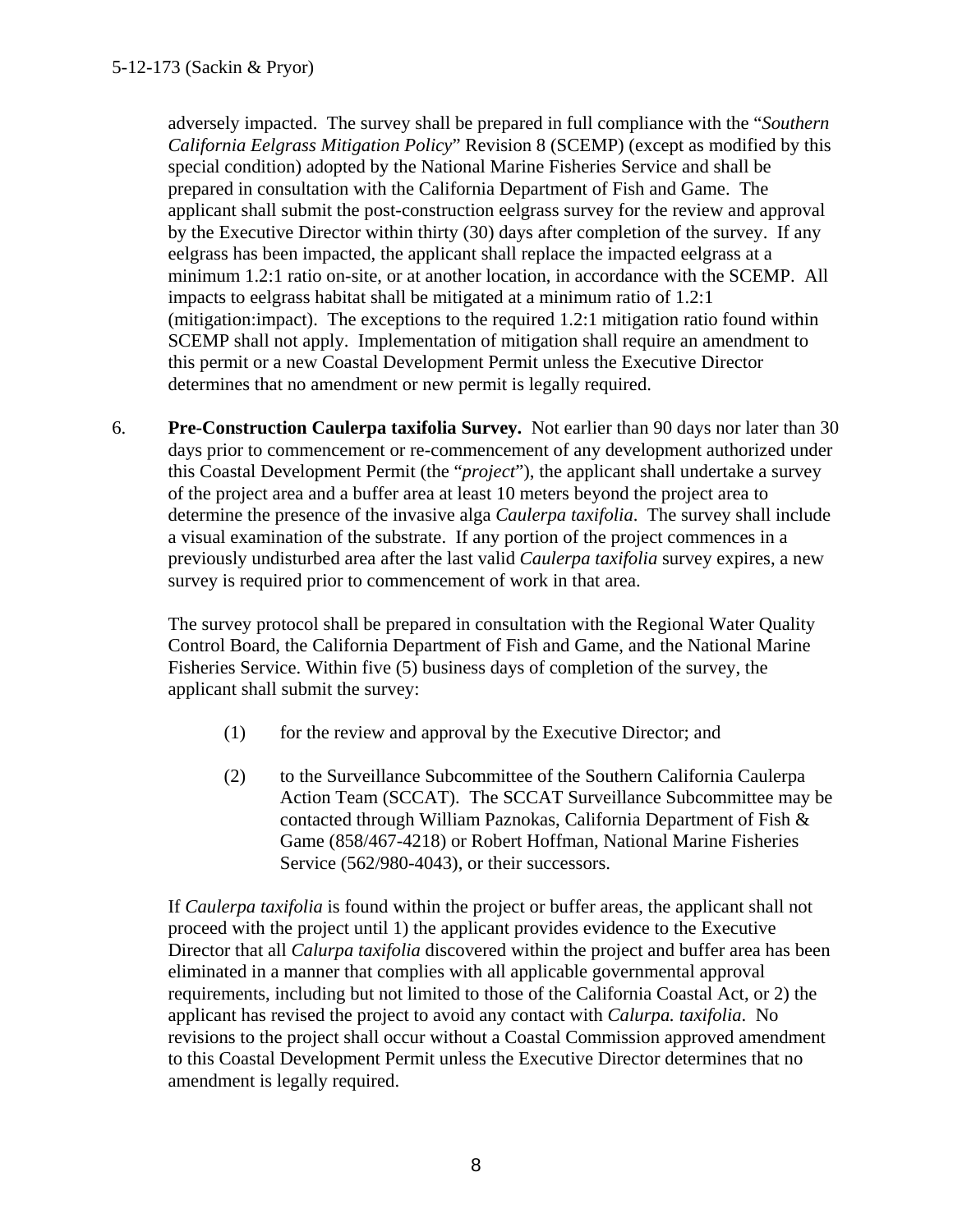adversely impacted. The survey shall be prepared in full compliance with the "*Southern California Eelgrass Mitigation Policy*" Revision 8 (SCEMP) (except as modified by this special condition) adopted by the National Marine Fisheries Service and shall be prepared in consultation with the California Department of Fish and Game. The applicant shall submit the post-construction eelgrass survey for the review and approval by the Executive Director within thirty (30) days after completion of the survey. If any eelgrass has been impacted, the applicant shall replace the impacted eelgrass at a minimum 1.2:1 ratio on-site, or at another location, in accordance with the SCEMP. All impacts to eelgrass habitat shall be mitigated at a minimum ratio of 1.2:1 (mitigation:impact). The exceptions to the required 1.2:1 mitigation ratio found within SCEMP shall not apply. Implementation of mitigation shall require an amendment to this permit or a new Coastal Development Permit unless the Executive Director determines that no amendment or new permit is legally required.

6. **Pre-Construction Caulerpa taxifolia Survey.** Not earlier than 90 days nor later than 30 days prior to commencement or re-commencement of any development authorized under this Coastal Development Permit (the "*project*"), the applicant shall undertake a survey of the project area and a buffer area at least 10 meters beyond the project area to determine the presence of the invasive alga *Caulerpa taxifolia*. The survey shall include a visual examination of the substrate. If any portion of the project commences in a previously undisturbed area after the last valid *Caulerpa taxifolia* survey expires, a new survey is required prior to commencement of work in that area.

   The survey protocol shall be prepared in consultation with the Regional Water Quality Control Board, the California Department of Fish and Game, and the National Marine Fisheries Service. Within five (5) business days of completion of the survey, the applicant shall submit the survey:

   (1) for the review and approval by the Executive Director; and

   (2) to the Surveillance Subcommittee of the Southern California Caulerpa Action Team (SCCAT). The SCCAT Surveillance Subcommittee may be contacted through William Paznokas, California Department of Fish & Game (858/467-4218) or Robert Hoffman, National Marine Fisheries Service (562/980-4043), or their successors.

   If *Caulerpa taxifolia* is found within the project or buffer areas, the applicant shall not proceed with the project until 1) the applicant provides evidence to the Executive Director that all *Calurpa taxifolia* discovered within the project and buffer area has been eliminated in a manner that complies with all applicable governmental approval requirements, including but not limited to those of the California Coastal Act, or 2) the applicant has revised the project to avoid any contact with *Calurpa. taxifolia*. No revisions to the project shall occur without a Coastal Commission approved amendment to this Coastal Development Permit unless the Executive Director determines that no amendment is legally required.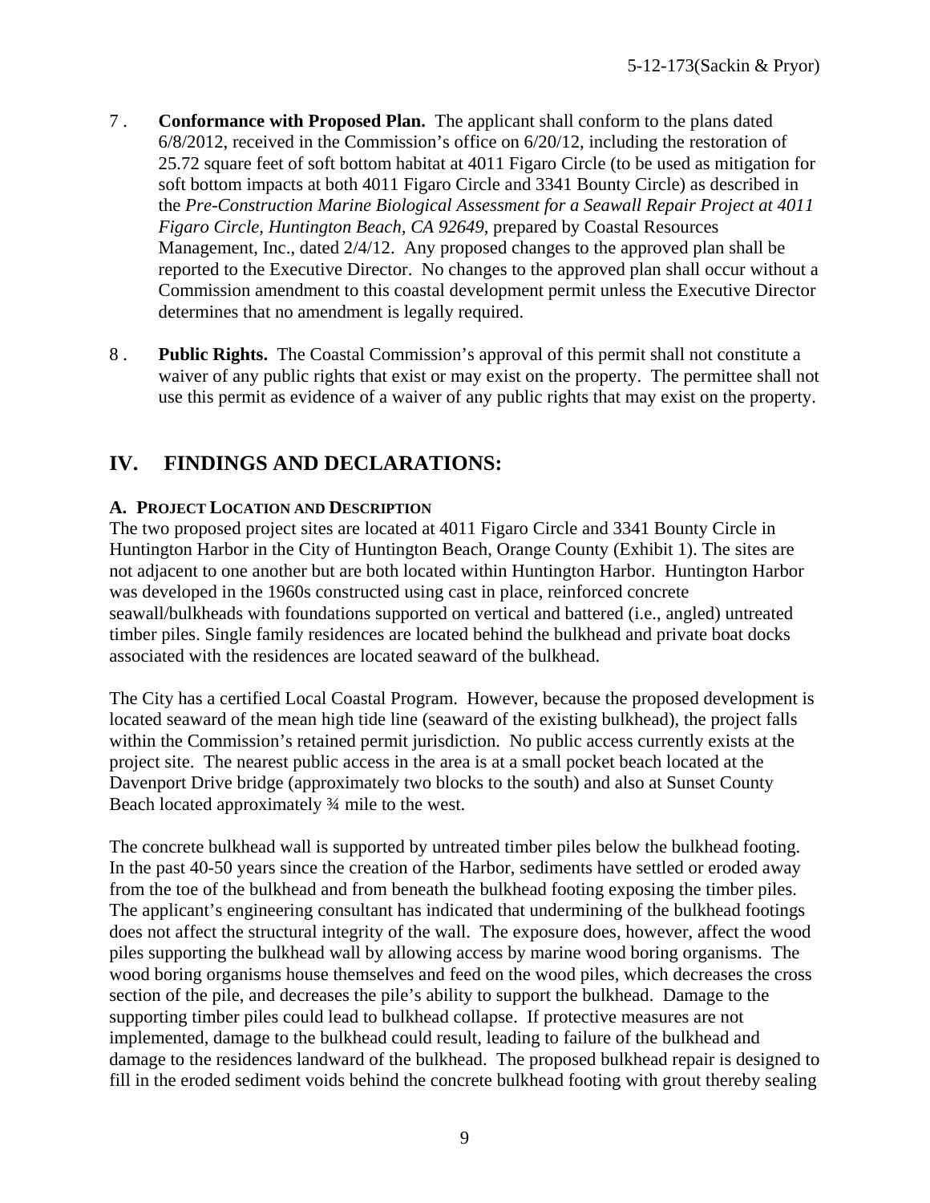7 . **Conformance with Proposed Plan.** The applicant shall conform to the plans dated 6/8/2012, received in the Commission's office on 6/20/12, including the restoration of 25.72 square feet of soft bottom habitat at 4011 Figaro Circle (to be used as mitigation for soft bottom impacts at both 4011 Figaro Circle and 3341 Bounty Circle) as described in the *Pre-Construction Marine Biological Assessment for a Seawall Repair Project at 4011 Figaro Circle, Huntington Beach, CA 92649*, prepared by Coastal Resources Management, Inc., dated 2/4/12. Any proposed changes to the approved plan shall be reported to the Executive Director. No changes to the approved plan shall occur without a Commission amendment to this coastal development permit unless the Executive Director determines that no amendment is legally required.

8 . **Public Rights.** The Coastal Commission's approval of this permit shall not constitute a waiver of any public rights that exist or may exist on the property. The permittee shall not use this permit as evidence of a waiver of any public rights that may exist on the property.

## IV. FINDINGS AND DECLARATIONS:

### A. PROJECT LOCATION AND DESCRIPTION

The two proposed project sites are located at 4011 Figaro Circle and 3341 Bounty Circle in Huntington Harbor in the City of Huntington Beach, Orange County (Exhibit 1). The sites are not adjacent to one another but are both located within Huntington Harbor. Huntington Harbor was developed in the 1960s constructed using cast in place, reinforced concrete seawall/bulkheads with foundations supported on vertical and battered (i.e., angled) untreated timber piles. Single family residences are located behind the bulkhead and private boat docks associated with the residences are located seaward of the bulkhead.

The City has a certified Local Coastal Program. However, because the proposed development is located seaward of the mean high tide line (seaward of the existing bulkhead), the project falls within the Commission's retained permit jurisdiction. No public access currently exists at the project site. The nearest public access in the area is at a small pocket beach located at the Davenport Drive bridge (approximately two blocks to the south) and also at Sunset County Beach located approximately ¾ mile to the west.

The concrete bulkhead wall is supported by untreated timber piles below the bulkhead footing. In the past 40-50 years since the creation of the Harbor, sediments have settled or eroded away from the toe of the bulkhead and from beneath the bulkhead footing exposing the timber piles. The applicant's engineering consultant has indicated that undermining of the bulkhead footings does not affect the structural integrity of the wall. The exposure does, however, affect the wood piles supporting the bulkhead wall by allowing access by marine wood boring organisms. The wood boring organisms house themselves and feed on the wood piles, which decreases the cross section of the pile, and decreases the pile's ability to support the bulkhead. Damage to the supporting timber piles could lead to bulkhead collapse. If protective measures are not implemented, damage to the bulkhead could result, leading to failure of the bulkhead and damage to the residences landward of the bulkhead. The proposed bulkhead repair is designed to fill in the eroded sediment voids behind the concrete bulkhead footing with grout thereby sealing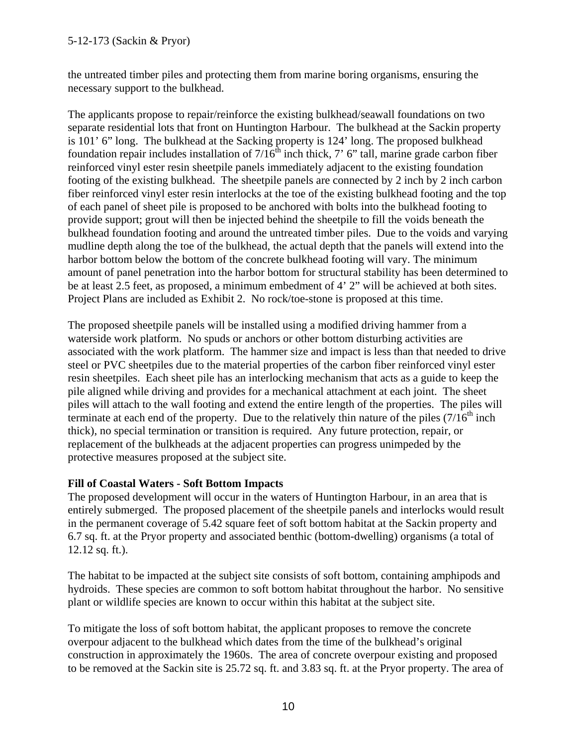the untreated timber piles and protecting them from marine boring organisms, ensuring the necessary support to the bulkhead.

The applicants propose to repair/reinforce the existing bulkhead/seawall foundations on two separate residential lots that front on Huntington Harbour. The bulkhead at the Sackin property is 101' 6" long. The bulkhead at the Sacking property is 124' long. The proposed bulkhead foundation repair includes installation of 7/16$^{th}$ inch thick, 7' 6" tall, marine grade carbon fiber reinforced vinyl ester resin sheetpile panels immediately adjacent to the existing foundation footing of the existing bulkhead. The sheetpile panels are connected by 2 inch by 2 inch carbon fiber reinforced vinyl ester resin interlocks at the toe of the existing bulkhead footing and the top of each panel of sheet pile is proposed to be anchored with bolts into the bulkhead footing to provide support; grout will then be injected behind the sheetpile to fill the voids beneath the bulkhead foundation footing and around the untreated timber piles. Due to the voids and varying mudline depth along the toe of the bulkhead, the actual depth that the panels will extend into the harbor bottom below the bottom of the concrete bulkhead footing will vary. The minimum amount of panel penetration into the harbor bottom for structural stability has been determined to be at least 2.5 feet, as proposed, a minimum embedment of 4' 2" will be achieved at both sites. Project Plans are included as Exhibit 2. No rock/toe-stone is proposed at this time.

The proposed sheetpile panels will be installed using a modified driving hammer from a waterside work platform. No spuds or anchors or other bottom disturbing activities are associated with the work platform. The hammer size and impact is less than that needed to drive steel or PVC sheetpiles due to the material properties of the carbon fiber reinforced vinyl ester resin sheetpiles. Each sheet pile has an interlocking mechanism that acts as a guide to keep the pile aligned while driving and provides for a mechanical attachment at each joint. The sheet piles will attach to the wall footing and extend the entire length of the properties. The piles will terminate at each end of the property. Due to the relatively thin nature of the piles (7/16$^{th}$ inch thick), no special termination or transition is required. Any future protection, repair, or replacement of the bulkheads at the adjacent properties can progress unimpeded by the protective measures proposed at the subject site.

**Fill of Coastal Waters - Soft Bottom Impacts**

The proposed development will occur in the waters of Huntington Harbour, in an area that is entirely submerged. The proposed placement of the sheetpile panels and interlocks would result in the permanent coverage of 5.42 square feet of soft bottom habitat at the Sackin property and 6.7 sq. ft. at the Pryor property and associated benthic (bottom-dwelling) organisms (a total of 12.12 sq. ft.).

The habitat to be impacted at the subject site consists of soft bottom, containing amphipods and hydroids. These species are common to soft bottom habitat throughout the harbor. No sensitive plant or wildlife species are known to occur within this habitat at the subject site.

To mitigate the loss of soft bottom habitat, the applicant proposes to remove the concrete overpour adjacent to the bulkhead which dates from the time of the bulkhead's original construction in approximately the 1960s. The area of concrete overpour existing and proposed to be removed at the Sackin site is 25.72 sq. ft. and 3.83 sq. ft. at the Pryor property. The area of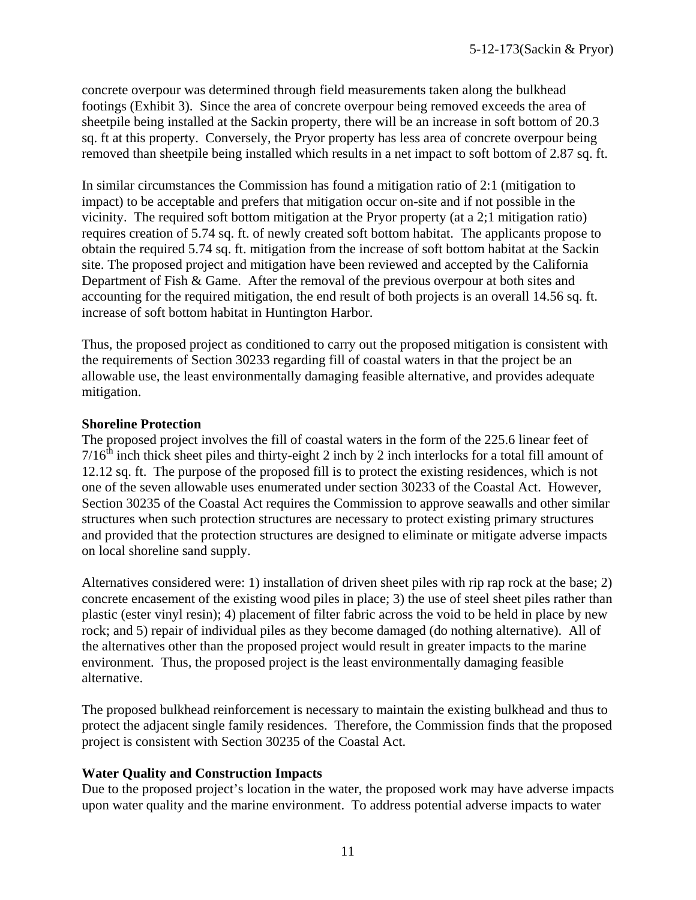concrete overpour was determined through field measurements taken along the bulkhead footings (Exhibit 3). Since the area of concrete overpour being removed exceeds the area of sheetpile being installed at the Sackin property, there will be an increase in soft bottom of 20.3 sq. ft at this property. Conversely, the Pryor property has less area of concrete overpour being removed than sheetpile being installed which results in a net impact to soft bottom of 2.87 sq. ft.

In similar circumstances the Commission has found a mitigation ratio of 2:1 (mitigation to impact) to be acceptable and prefers that mitigation occur on-site and if not possible in the vicinity. The required soft bottom mitigation at the Pryor property (at a 2;1 mitigation ratio) requires creation of 5.74 sq. ft. of newly created soft bottom habitat. The applicants propose to obtain the required 5.74 sq. ft. mitigation from the increase of soft bottom habitat at the Sackin site. The proposed project and mitigation have been reviewed and accepted by the California Department of Fish & Game. After the removal of the previous overpour at both sites and accounting for the required mitigation, the end result of both projects is an overall 14.56 sq. ft. increase of soft bottom habitat in Huntington Harbor.

Thus, the proposed project as conditioned to carry out the proposed mitigation is consistent with the requirements of Section 30233 regarding fill of coastal waters in that the project be an allowable use, the least environmentally damaging feasible alternative, and provides adequate mitigation.

**Shoreline Protection**

The proposed project involves the fill of coastal waters in the form of the 225.6 linear feet of 7/16$^{th}$ inch thick sheet piles and thirty-eight 2 inch by 2 inch interlocks for a total fill amount of 12.12 sq. ft. The purpose of the proposed fill is to protect the existing residences, which is not one of the seven allowable uses enumerated under section 30233 of the Coastal Act. However, Section 30235 of the Coastal Act requires the Commission to approve seawalls and other similar structures when such protection structures are necessary to protect existing primary structures and provided that the protection structures are designed to eliminate or mitigate adverse impacts on local shoreline sand supply.

Alternatives considered were: 1) installation of driven sheet piles with rip rap rock at the base; 2) concrete encasement of the existing wood piles in place; 3) the use of steel sheet piles rather than plastic (ester vinyl resin); 4) placement of filter fabric across the void to be held in place by new rock; and 5) repair of individual piles as they become damaged (do nothing alternative). All of the alternatives other than the proposed project would result in greater impacts to the marine environment. Thus, the proposed project is the least environmentally damaging feasible alternative.

The proposed bulkhead reinforcement is necessary to maintain the existing bulkhead and thus to protect the adjacent single family residences. Therefore, the Commission finds that the proposed project is consistent with Section 30235 of the Coastal Act.

**Water Quality and Construction Impacts**

Due to the proposed project's location in the water, the proposed work may have adverse impacts upon water quality and the marine environment. To address potential adverse impacts to water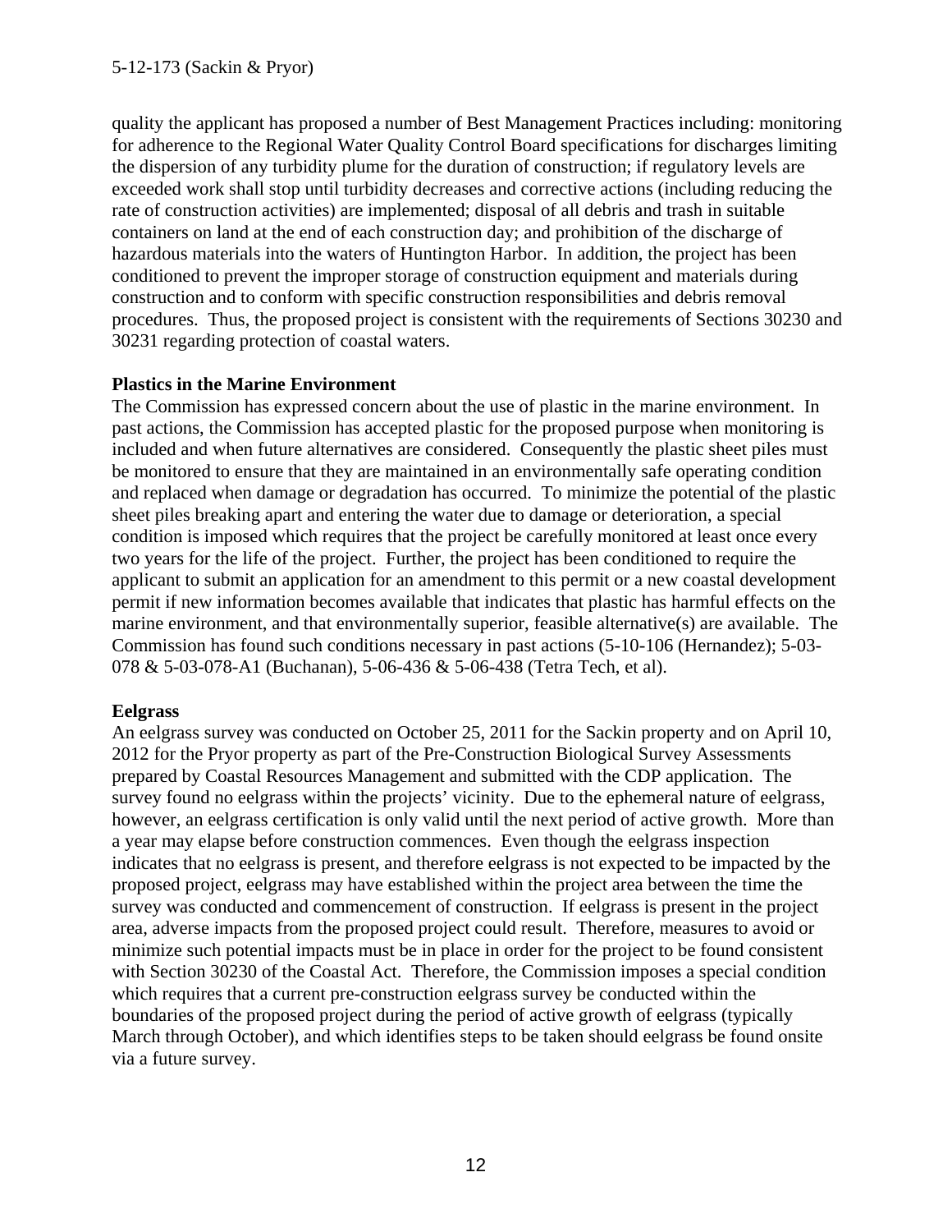quality the applicant has proposed a number of Best Management Practices including: monitoring for adherence to the Regional Water Quality Control Board specifications for discharges limiting the dispersion of any turbidity plume for the duration of construction; if regulatory levels are exceeded work shall stop until turbidity decreases and corrective actions (including reducing the rate of construction activities) are implemented; disposal of all debris and trash in suitable containers on land at the end of each construction day; and prohibition of the discharge of hazardous materials into the waters of Huntington Harbor. In addition, the project has been conditioned to prevent the improper storage of construction equipment and materials during construction and to conform with specific construction responsibilities and debris removal procedures. Thus, the proposed project is consistent with the requirements of Sections 30230 and 30231 regarding protection of coastal waters.

**Plastics in the Marine Environment**

The Commission has expressed concern about the use of plastic in the marine environment. In past actions, the Commission has accepted plastic for the proposed purpose when monitoring is included and when future alternatives are considered. Consequently the plastic sheet piles must be monitored to ensure that they are maintained in an environmentally safe operating condition and replaced when damage or degradation has occurred. To minimize the potential of the plastic sheet piles breaking apart and entering the water due to damage or deterioration, a special condition is imposed which requires that the project be carefully monitored at least once every two years for the life of the project. Further, the project has been conditioned to require the applicant to submit an application for an amendment to this permit or a new coastal development permit if new information becomes available that indicates that plastic has harmful effects on the marine environment, and that environmentally superior, feasible alternative(s) are available. The Commission has found such conditions necessary in past actions (5-10-106 (Hernandez); 5-03-078 & 5-03-078-A1 (Buchanan), 5-06-436 & 5-06-438 (Tetra Tech, et al).

**Eelgrass**

An eelgrass survey was conducted on October 25, 2011 for the Sackin property and on April 10, 2012 for the Pryor property as part of the Pre-Construction Biological Survey Assessments prepared by Coastal Resources Management and submitted with the CDP application. The survey found no eelgrass within the projects' vicinity. Due to the ephemeral nature of eelgrass, however, an eelgrass certification is only valid until the next period of active growth. More than a year may elapse before construction commences. Even though the eelgrass inspection indicates that no eelgrass is present, and therefore eelgrass is not expected to be impacted by the proposed project, eelgrass may have established within the project area between the time the survey was conducted and commencement of construction. If eelgrass is present in the project area, adverse impacts from the proposed project could result. Therefore, measures to avoid or minimize such potential impacts must be in place in order for the project to be found consistent with Section 30230 of the Coastal Act. Therefore, the Commission imposes a special condition which requires that a current pre-construction eelgrass survey be conducted within the boundaries of the proposed project during the period of active growth of eelgrass (typically March through October), and which identifies steps to be taken should eelgrass be found onsite via a future survey.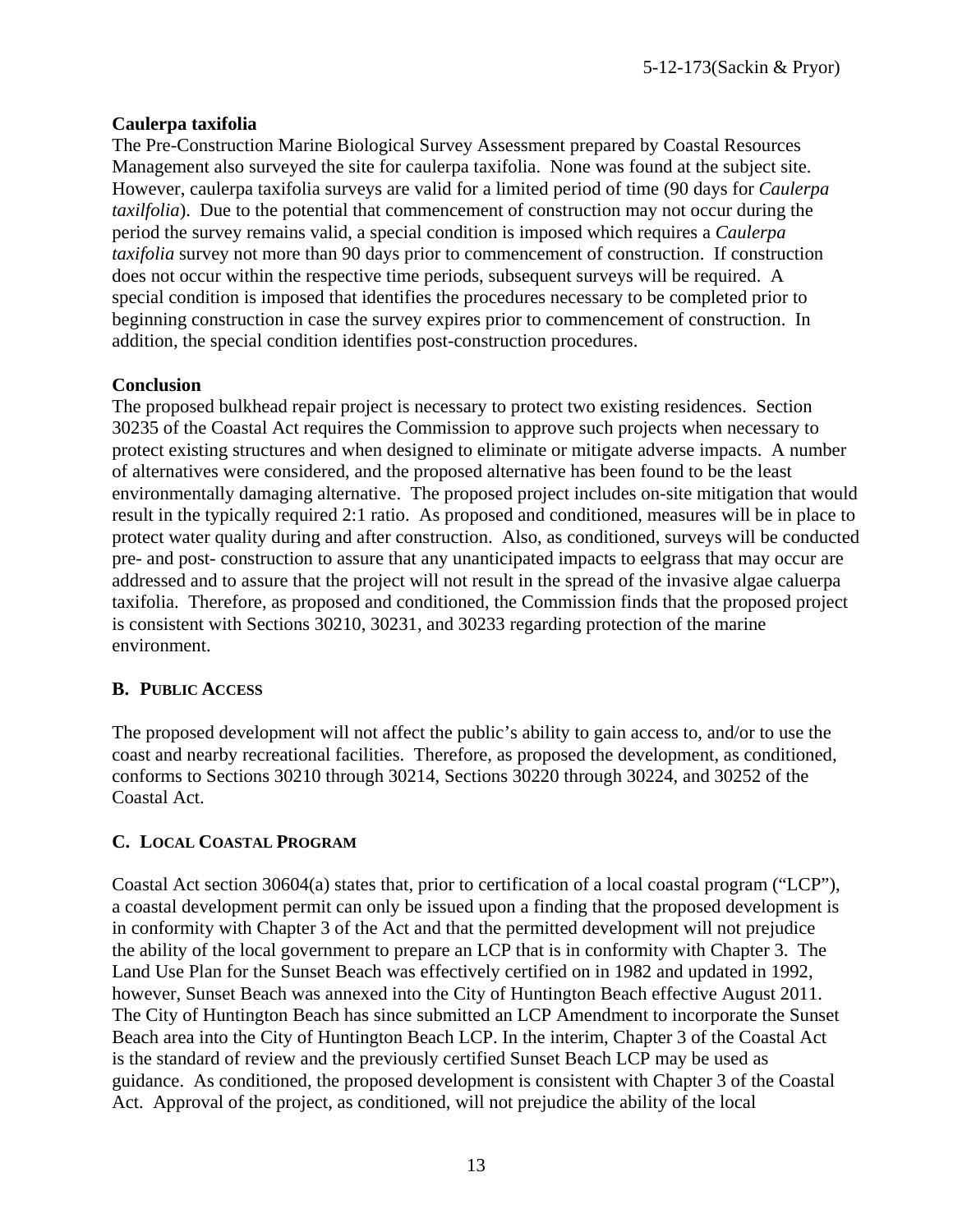**Caulerpa taxifolia**

The Pre-Construction Marine Biological Survey Assessment prepared by Coastal Resources Management also surveyed the site for caulerpa taxifolia. None was found at the subject site. However, caulerpa taxifolia surveys are valid for a limited period of time (90 days for *Caulerpa taxilfolia*). Due to the potential that commencement of construction may not occur during the period the survey remains valid, a special condition is imposed which requires a *Caulerpa taxifolia* survey not more than 90 days prior to commencement of construction. If construction does not occur within the respective time periods, subsequent surveys will be required. A special condition is imposed that identifies the procedures necessary to be completed prior to beginning construction in case the survey expires prior to commencement of construction. In addition, the special condition identifies post-construction procedures.

**Conclusion**

The proposed bulkhead repair project is necessary to protect two existing residences. Section 30235 of the Coastal Act requires the Commission to approve such projects when necessary to protect existing structures and when designed to eliminate or mitigate adverse impacts. A number of alternatives were considered, and the proposed alternative has been found to be the least environmentally damaging alternative. The proposed project includes on-site mitigation that would result in the typically required 2:1 ratio. As proposed and conditioned, measures will be in place to protect water quality during and after construction. Also, as conditioned, surveys will be conducted pre- and post- construction to assure that any unanticipated impacts to eelgrass that may occur are addressed and to assure that the project will not result in the spread of the invasive algae caluerpa taxifolia. Therefore, as proposed and conditioned, the Commission finds that the proposed project is consistent with Sections 30210, 30231, and 30233 regarding protection of the marine environment.

## B. PUBLIC ACCESS

The proposed development will not affect the public's ability to gain access to, and/or to use the coast and nearby recreational facilities. Therefore, as proposed the development, as conditioned, conforms to Sections 30210 through 30214, Sections 30220 through 30224, and 30252 of the Coastal Act.

## C. LOCAL COASTAL PROGRAM

Coastal Act section 30604(a) states that, prior to certification of a local coastal program ("LCP"), a coastal development permit can only be issued upon a finding that the proposed development is in conformity with Chapter 3 of the Act and that the permitted development will not prejudice the ability of the local government to prepare an LCP that is in conformity with Chapter 3. The Land Use Plan for the Sunset Beach was effectively certified on in 1982 and updated in 1992, however, Sunset Beach was annexed into the City of Huntington Beach effective August 2011. The City of Huntington Beach has since submitted an LCP Amendment to incorporate the Sunset Beach area into the City of Huntington Beach LCP. In the interim, Chapter 3 of the Coastal Act is the standard of review and the previously certified Sunset Beach LCP may be used as guidance. As conditioned, the proposed development is consistent with Chapter 3 of the Coastal Act. Approval of the project, as conditioned, will not prejudice the ability of the local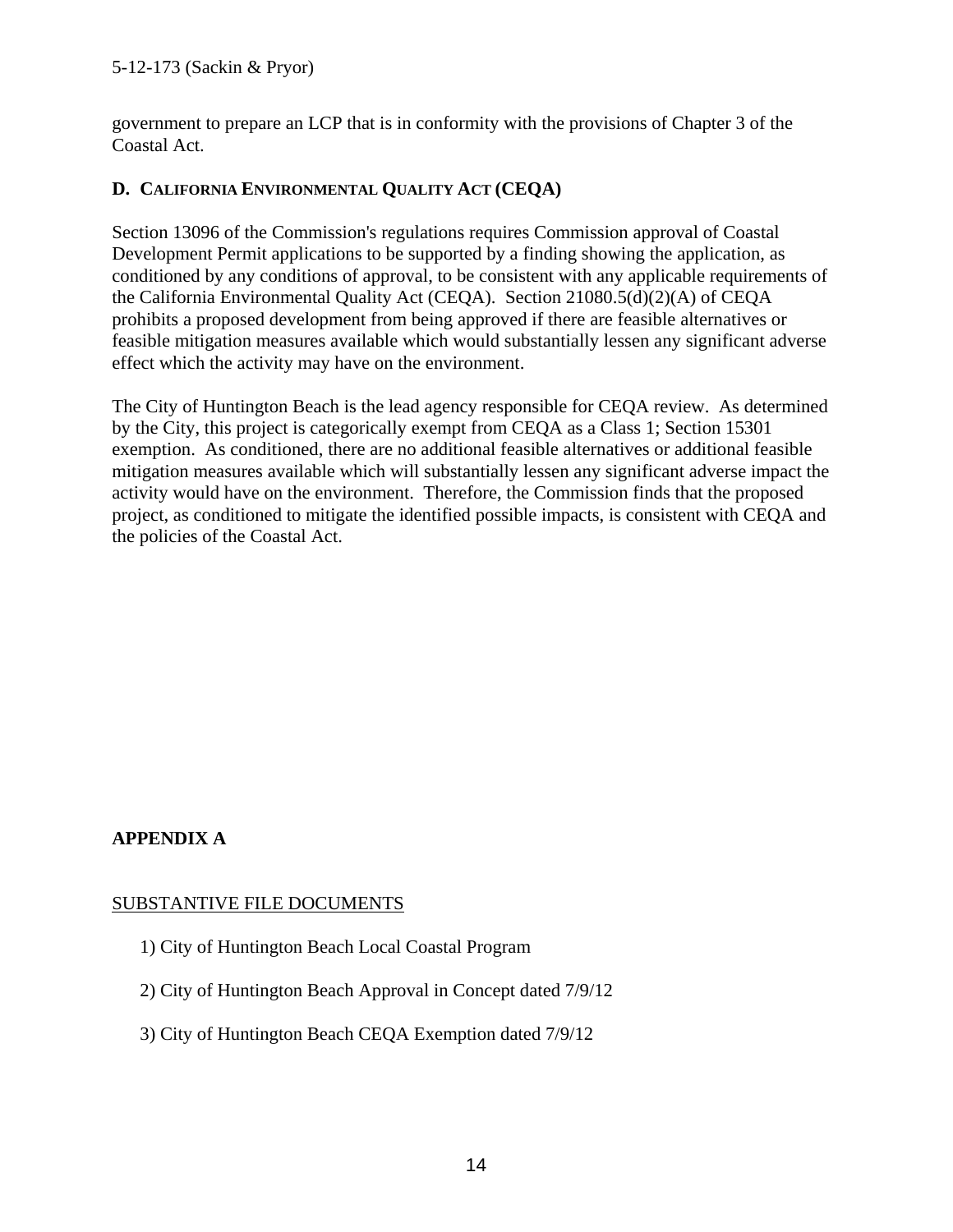government to prepare an LCP that is in conformity with the provisions of Chapter 3 of the Coastal Act.

## D. CALIFORNIA ENVIRONMENTAL QUALITY ACT (CEQA)

Section 13096 of the Commission's regulations requires Commission approval of Coastal Development Permit applications to be supported by a finding showing the application, as conditioned by any conditions of approval, to be consistent with any applicable requirements of the California Environmental Quality Act (CEQA). Section 21080.5(d)(2)(A) of CEQA prohibits a proposed development from being approved if there are feasible alternatives or feasible mitigation measures available which would substantially lessen any significant adverse effect which the activity may have on the environment.

The City of Huntington Beach is the lead agency responsible for CEQA review. As determined by the City, this project is categorically exempt from CEQA as a Class 1; Section 15301 exemption. As conditioned, there are no additional feasible alternatives or additional feasible mitigation measures available which will substantially lessen any significant adverse impact the activity would have on the environment. Therefore, the Commission finds that the proposed project, as conditioned to mitigate the identified possible impacts, is consistent with CEQA and the policies of the Coastal Act.

## APPENDIX A

SUBSTANTIVE FILE DOCUMENTS

1) City of Huntington Beach Local Coastal Program

2) City of Huntington Beach Approval in Concept dated 7/9/12

3) City of Huntington Beach CEQA Exemption dated 7/9/12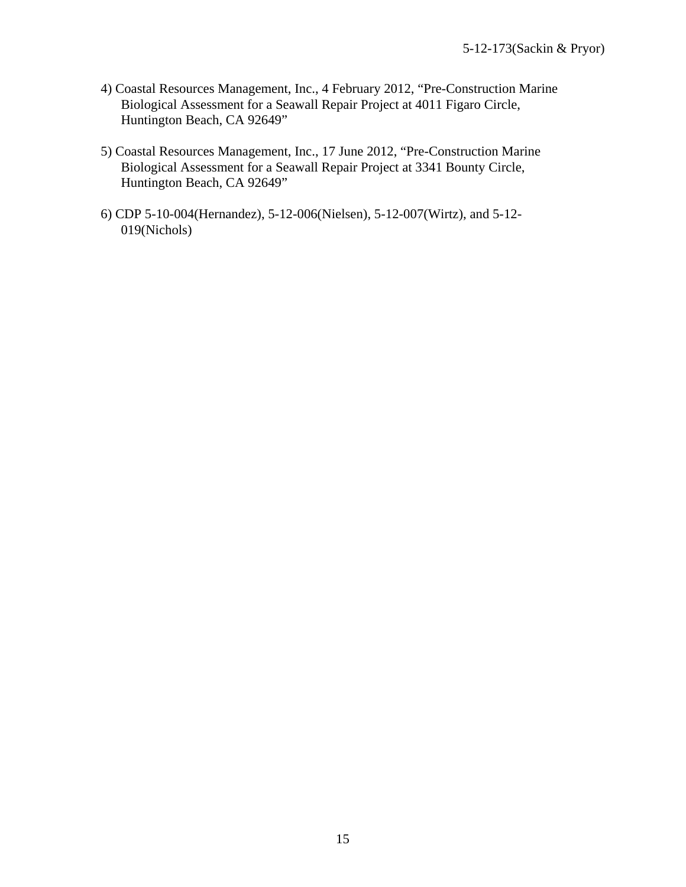4) Coastal Resources Management, Inc., 4 February 2012, "Pre-Construction Marine Biological Assessment for a Seawall Repair Project at 4011 Figaro Circle, Huntington Beach, CA 92649"

5) Coastal Resources Management, Inc., 17 June 2012, "Pre-Construction Marine Biological Assessment for a Seawall Repair Project at 3341 Bounty Circle, Huntington Beach, CA 92649"

6) CDP 5-10-004(Hernandez), 5-12-006(Nielsen), 5-12-007(Wirtz), and 5-12-019(Nichols)